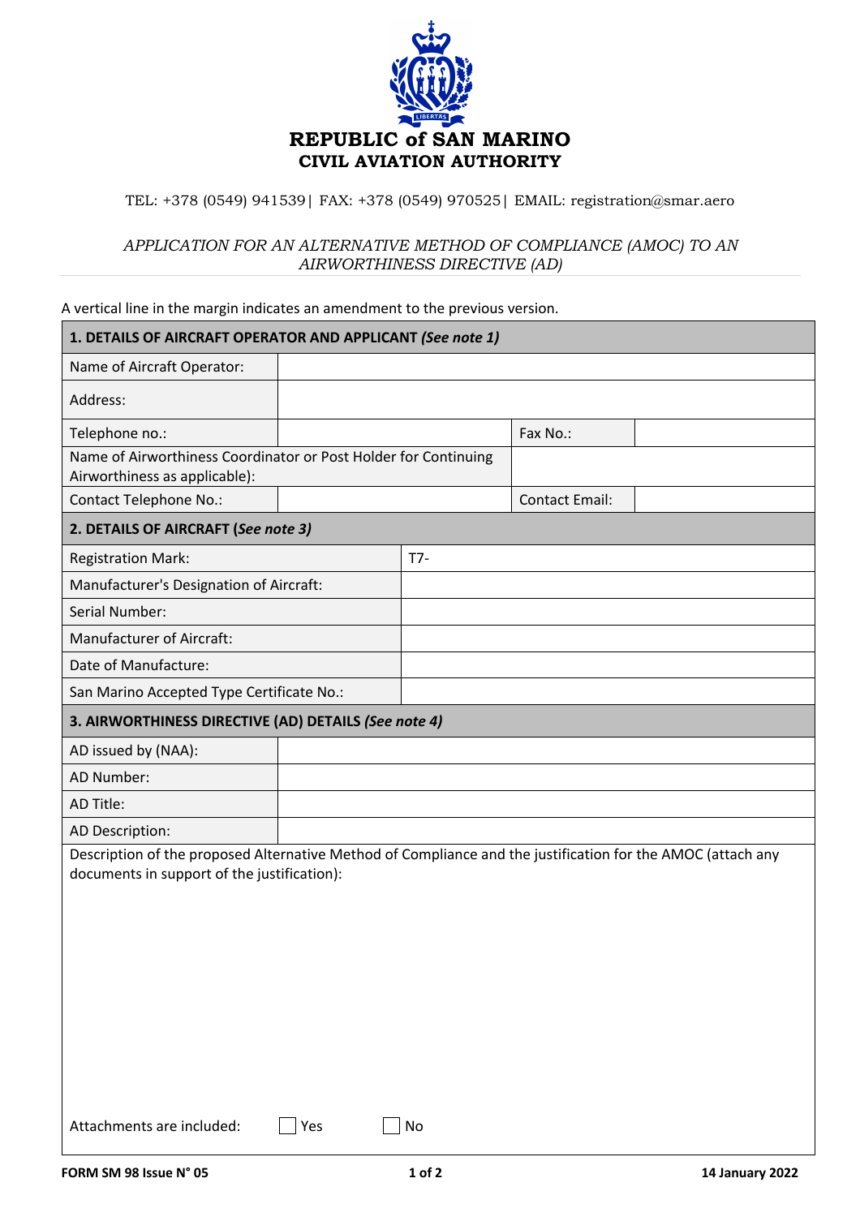# REPUBLIC of SAN MARINO
## CIVIL AVIATION AUTHORITY

TEL: +378 (0549) 941539| FAX: +378 (0549) 970525| EMAIL: registration@smar.aero

*APPLICATION FOR AN ALTERNATIVE METHOD OF COMPLIANCE (AMOC) TO AN AIRWORTHINESS DIRECTIVE (AD)*

A vertical line in the margin indicates an amendment to the previous version.

| **1. DETAILS OF AIRCRAFT OPERATOR AND APPLICANT** ***(See note 1)*** | | | |
|---|---|---|---|
| Name of Aircraft Operator: | | | |
| Address: | | | |
| Telephone no.: | | Fax No.: | |
| Name of Airworthiness Coordinator or Post Holder for Continuing Airworthiness as applicable): | | | |
| Contact Telephone No.: | | Contact Email: | |

| **2. DETAILS OF AIRCRAFT (*****See note 3*****)** | |
|---|---|
| Registration Mark: | T7- |
| Manufacturer's Designation of Aircraft: | |
| Serial Number: | |
| Manufacturer of Aircraft: | |
| Date of Manufacture: | |
| San Marino Accepted Type Certificate No.: | |

| **3. AIRWORTHINESS DIRECTIVE (AD) DETAILS** ***(See note 4)*** | |
|---|---|
| AD issued by (NAA): | |
| AD Number: | |
| AD Title: | |
| AD Description: | |

Description of the proposed Alternative Method of Compliance and the justification for the AMOC (attach any documents in support of the justification):

Attachments are included: ☐ Yes ☐ No

FORM SM 98 Issue N° 05 — 14 January 2022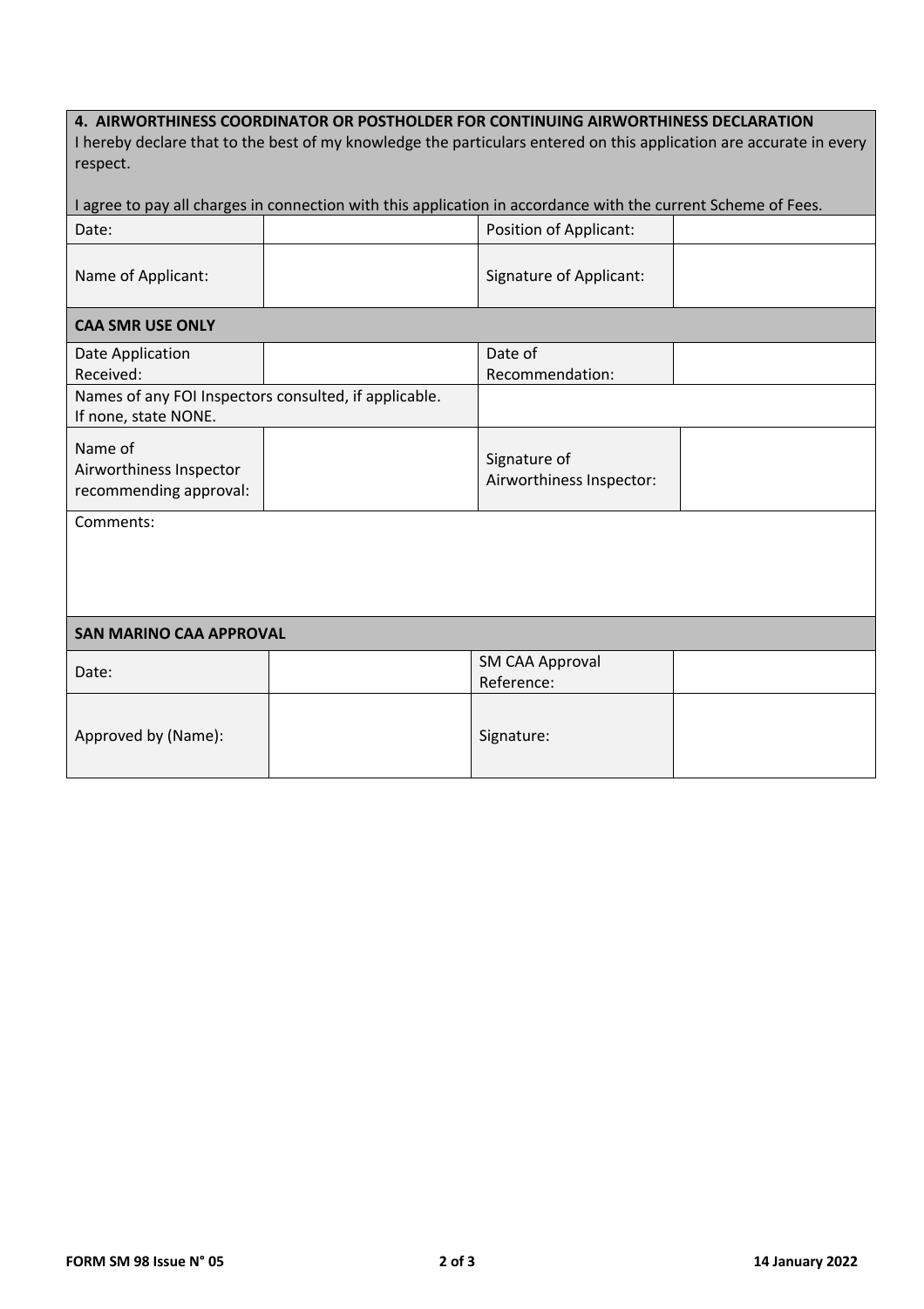| **4. AIRWORTHINESS COORDINATOR OR POSTHOLDER FOR CONTINUING AIRWORTHINESS DECLARATION**<br>I hereby declare that to the best of my knowledge the particulars entered on this application are accurate in every respect.<br><br>I agree to pay all charges in connection with this application in accordance with the current Scheme of Fees. | | | |
|---|---|---|---|
| Date: | | Position of Applicant: | |
| Name of Applicant: | | Signature of Applicant: | |
| **CAA SMR USE ONLY** | | | |
| Date Application Received: | | Date of Recommendation: | |
| Names of any FOI Inspectors consulted, if applicable. If none, state NONE. | | | |
| Name of Airworthiness Inspector recommending approval: | | Signature of Airworthiness Inspector: | |
| Comments: | | | |
| **SAN MARINO CAA APPROVAL** | | | |
| Date: | | SM CAA Approval Reference: | |
| Approved by (Name): | | Signature: | |

FORM SM 98 Issue N° 05 — 14 January 2022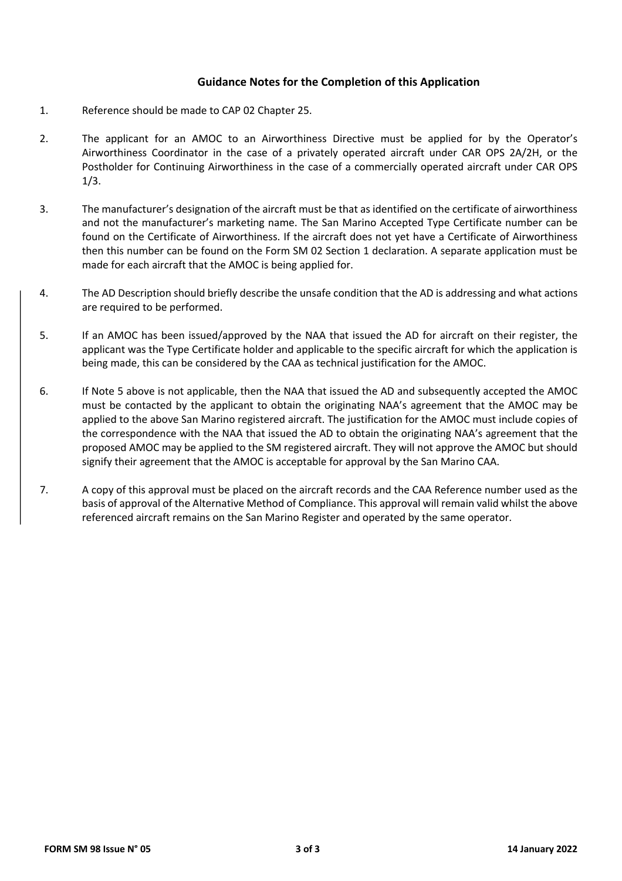## Guidance Notes for the Completion of this Application

1. Reference should be made to CAP 02 Chapter 25.

2. The applicant for an AMOC to an Airworthiness Directive must be applied for by the Operator's Airworthiness Coordinator in the case of a privately operated aircraft under CAR OPS 2A/2H, or the Postholder for Continuing Airworthiness in the case of a commercially operated aircraft under CAR OPS 1/3.

3. The manufacturer's designation of the aircraft must be that as identified on the certificate of airworthiness and not the manufacturer's marketing name. The San Marino Accepted Type Certificate number can be found on the Certificate of Airworthiness. If the aircraft does not yet have a Certificate of Airworthiness then this number can be found on the Form SM 02 Section 1 declaration. A separate application must be made for each aircraft that the AMOC is being applied for.

4. The AD Description should briefly describe the unsafe condition that the AD is addressing and what actions are required to be performed.

5. If an AMOC has been issued/approved by the NAA that issued the AD for aircraft on their register, the applicant was the Type Certificate holder and applicable to the specific aircraft for which the application is being made, this can be considered by the CAA as technical justification for the AMOC.

6. If Note 5 above is not applicable, then the NAA that issued the AD and subsequently accepted the AMOC must be contacted by the applicant to obtain the originating NAA's agreement that the AMOC may be applied to the above San Marino registered aircraft. The justification for the AMOC must include copies of the correspondence with the NAA that issued the AD to obtain the originating NAA's agreement that the proposed AMOC may be applied to the SM registered aircraft. They will not approve the AMOC but should signify their agreement that the AMOC is acceptable for approval by the San Marino CAA.

7. A copy of this approval must be placed on the aircraft records and the CAA Reference number used as the basis of approval of the Alternative Method of Compliance. This approval will remain valid whilst the above referenced aircraft remains on the San Marino Register and operated by the same operator.